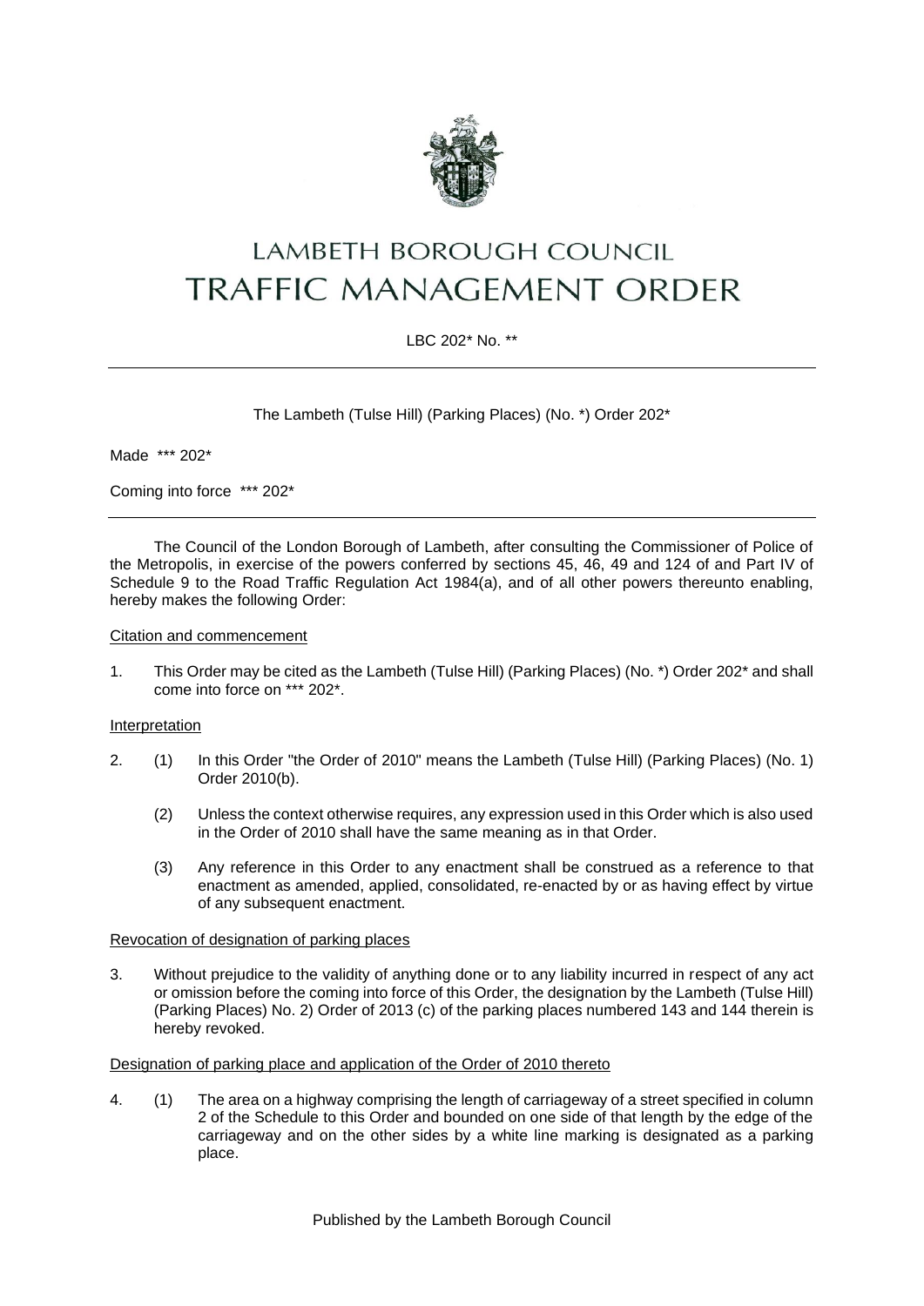# LAMBETH BOROUGH COUNCIL

# TRAFFIC MANAGEMENT ORDER

LBC 202* No. **

---

The Lambeth (Tulse Hill) (Parking Places) (No. *) Order 202*

Made *** 202*

Coming into force *** 202*

---

The Council of the London Borough of Lambeth, after consulting the Commissioner of Police of the Metropolis, in exercise of the powers conferred by sections 45, 46, 49 and 124 of and Part IV of Schedule 9 to the Road Traffic Regulation Act 1984(a), and of all other powers thereunto enabling, hereby makes the following Order:

Citation and commencement

1. This Order may be cited as the Lambeth (Tulse Hill) (Parking Places) (No. *) Order 202* and shall come into force on *** 202*.

Interpretation

2. (1) In this Order "the Order of 2010" means the Lambeth (Tulse Hill) (Parking Places) (No. 1) Order 2010(b).

   (2) Unless the context otherwise requires, any expression used in this Order which is also used in the Order of 2010 shall have the same meaning as in that Order.

   (3) Any reference in this Order to any enactment shall be construed as a reference to that enactment as amended, applied, consolidated, re-enacted by or as having effect by virtue of any subsequent enactment.

Revocation of designation of parking places

3. Without prejudice to the validity of anything done or to any liability incurred in respect of any act or omission before the coming into force of this Order, the designation by the Lambeth (Tulse Hill) (Parking Places) No. 2) Order of 2013 (c) of the parking places numbered 143 and 144 therein is hereby revoked.

Designation of parking place and application of the Order of 2010 thereto

4. (1) The area on a highway comprising the length of carriageway of a street specified in column 2 of the Schedule to this Order and bounded on one side of that length by the edge of the carriageway and on the other sides by a white line marking is designated as a parking place.

Published by the Lambeth Borough Council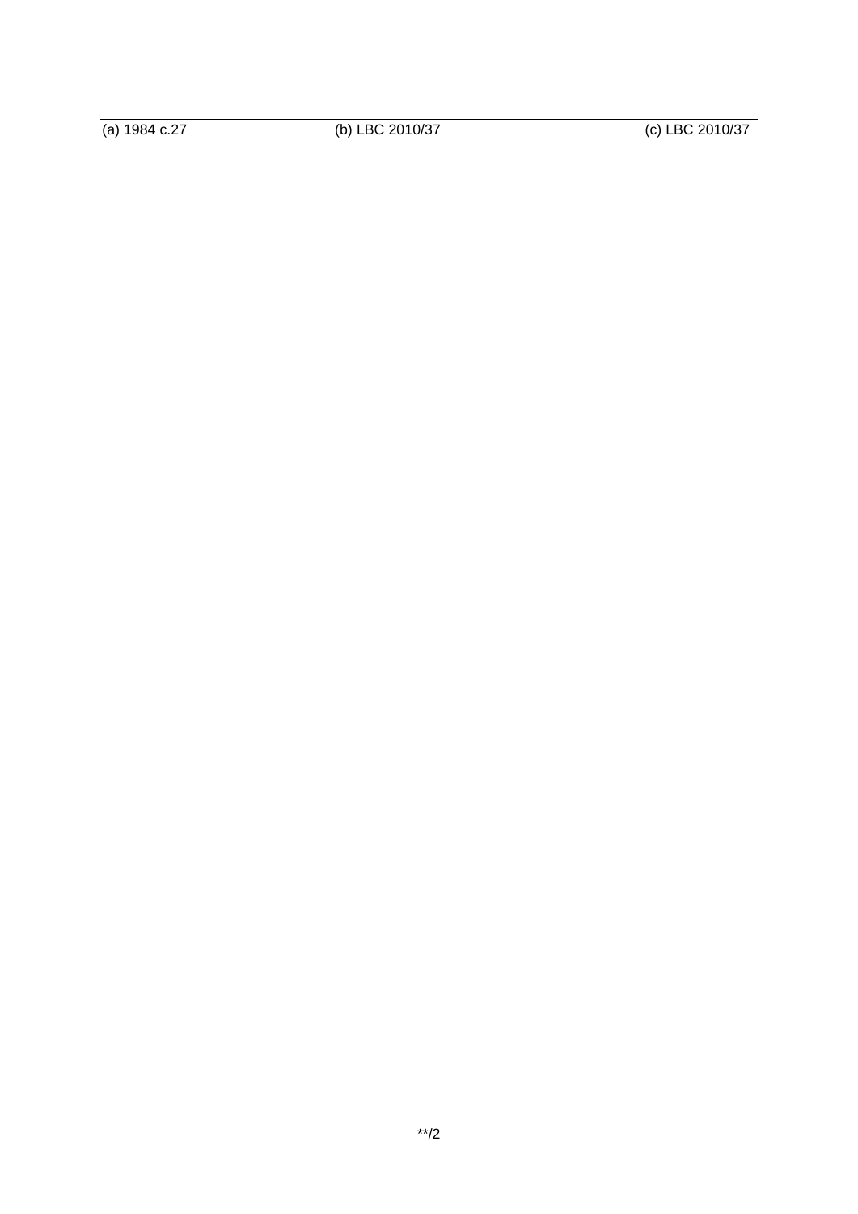(a) 1984 c.27 (b) LBC 2010/37 (c) LBC 2010/37

**/2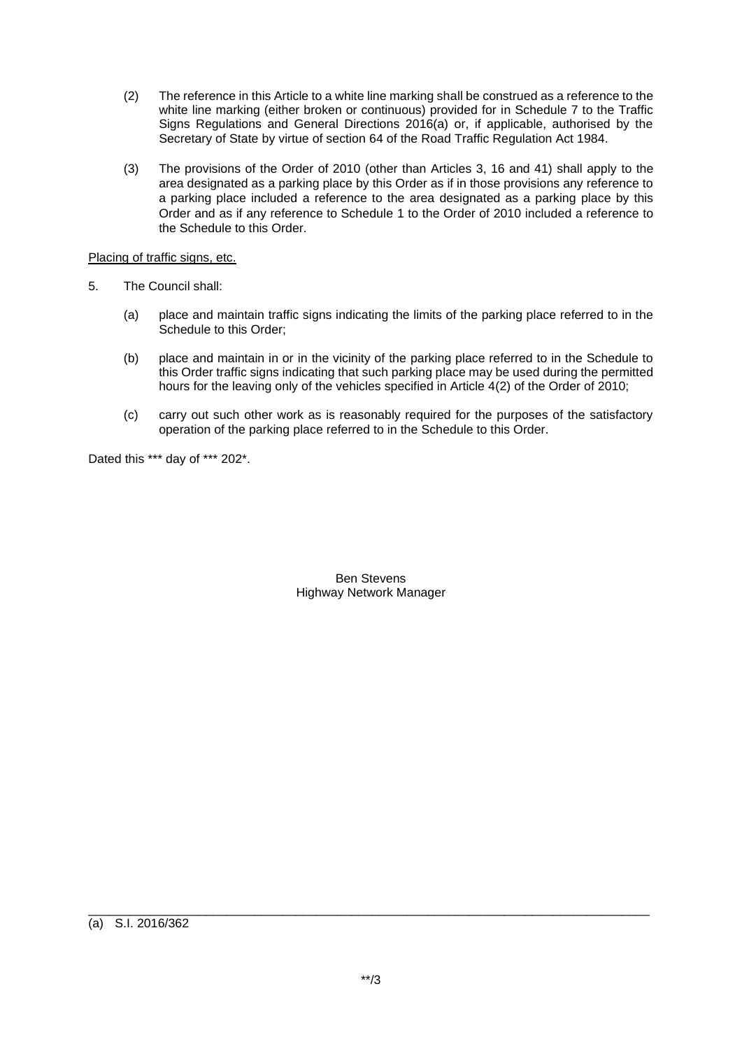(2) The reference in this Article to a white line marking shall be construed as a reference to the white line marking (either broken or continuous) provided for in Schedule 7 to the Traffic Signs Regulations and General Directions 2016(a) or, if applicable, authorised by the Secretary of State by virtue of section 64 of the Road Traffic Regulation Act 1984.

(3) The provisions of the Order of 2010 (other than Articles 3, 16 and 41) shall apply to the area designated as a parking place by this Order as if in those provisions any reference to a parking place included a reference to the area designated as a parking place by this Order and as if any reference to Schedule 1 to the Order of 2010 included a reference to the Schedule to this Order.

<u>Placing of traffic signs, etc.</u>

5. The Council shall:

(a) place and maintain traffic signs indicating the limits of the parking place referred to in the Schedule to this Order;

(b) place and maintain in or in the vicinity of the parking place referred to in the Schedule to this Order traffic signs indicating that such parking place may be used during the permitted hours for the leaving only of the vehicles specified in Article 4(2) of the Order of 2010;

(c) carry out such other work as is reasonably required for the purposes of the satisfactory operation of the parking place referred to in the Schedule to this Order.

Dated this *** day of *** 202*.

Ben Stevens
Highway Network Manager

---

(a) S.I. 2016/362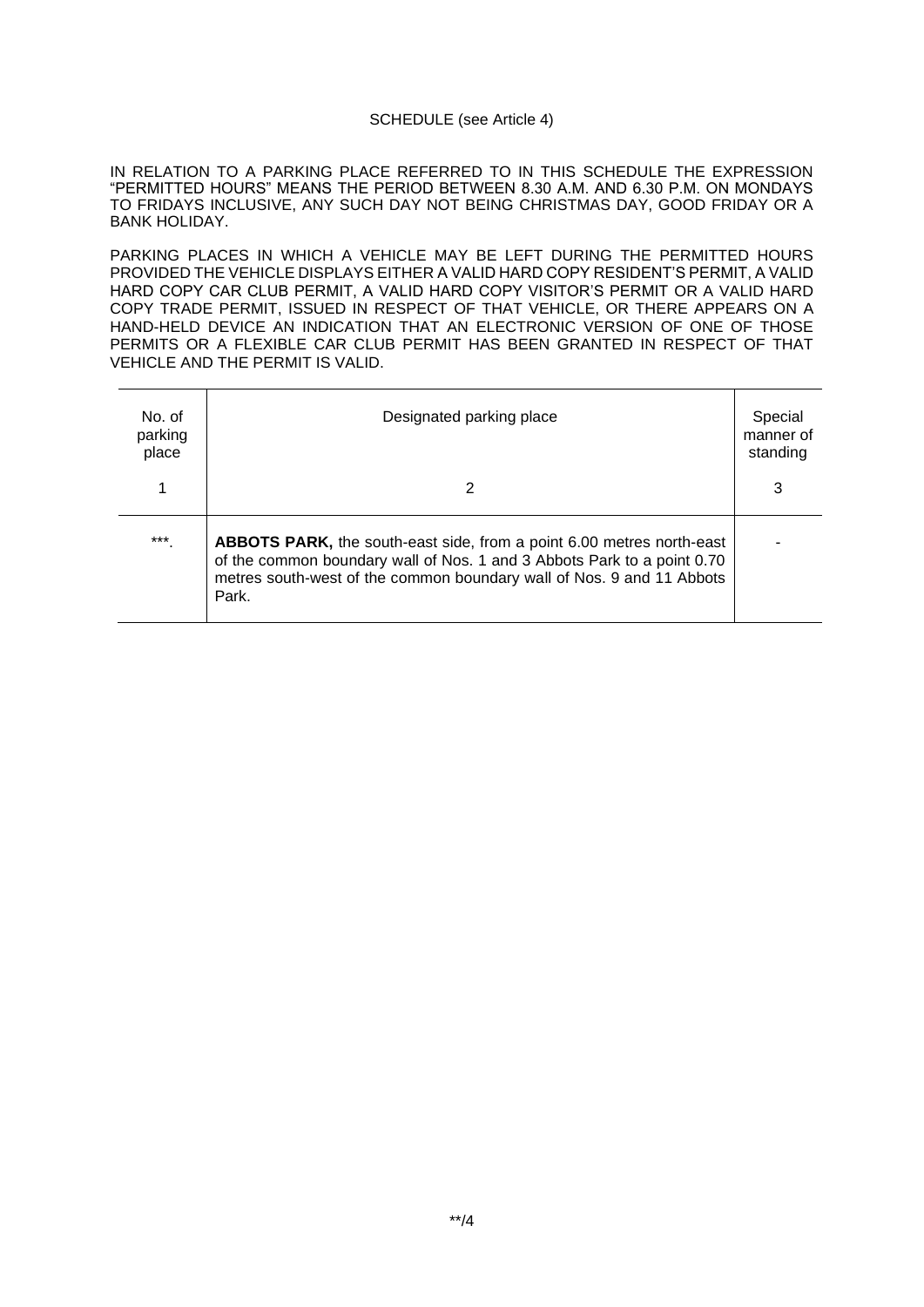SCHEDULE (see Article 4)

IN RELATION TO A PARKING PLACE REFERRED TO IN THIS SCHEDULE THE EXPRESSION "PERMITTED HOURS" MEANS THE PERIOD BETWEEN 8.30 A.M. AND 6.30 P.M. ON MONDAYS TO FRIDAYS INCLUSIVE, ANY SUCH DAY NOT BEING CHRISTMAS DAY, GOOD FRIDAY OR A BANK HOLIDAY.

PARKING PLACES IN WHICH A VEHICLE MAY BE LEFT DURING THE PERMITTED HOURS PROVIDED THE VEHICLE DISPLAYS EITHER A VALID HARD COPY RESIDENT'S PERMIT, A VALID HARD COPY CAR CLUB PERMIT, A VALID HARD COPY VISITOR'S PERMIT OR A VALID HARD COPY TRADE PERMIT, ISSUED IN RESPECT OF THAT VEHICLE, OR THERE APPEARS ON A HAND-HELD DEVICE AN INDICATION THAT AN ELECTRONIC VERSION OF ONE OF THOSE PERMITS OR A FLEXIBLE CAR CLUB PERMIT HAS BEEN GRANTED IN RESPECT OF THAT VEHICLE AND THE PERMIT IS VALID.

| No. of parking place<br>1 | Designated parking place<br>2 | Special manner of standing<br>3 |
|---|---|---|
| ***. | **ABBOTS PARK,** the south-east side, from a point 6.00 metres north-east of the common boundary wall of Nos. 1 and 3 Abbots Park to a point 0.70 metres south-west of the common boundary wall of Nos. 9 and 11 Abbots Park. | - |